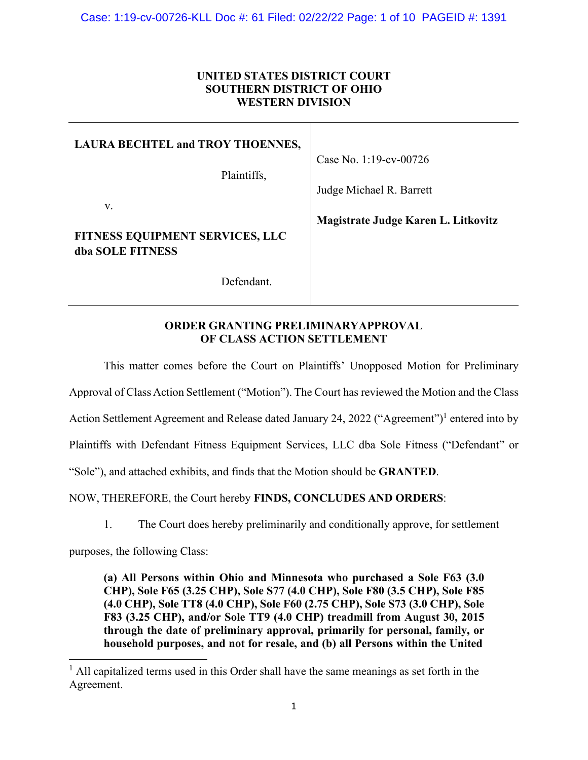**UNITED STATES DISTRICT COURT**
**SOUTHERN DISTRICT OF OHIO**
**WESTERN DIVISION**

| | |
|---|---|
| **LAURA BECHTEL and TROY THOENNES,**<br><br>Plaintiffs,<br><br>v.<br><br>**FITNESS EQUIPMENT SERVICES, LLC dba SOLE FITNESS**<br><br>Defendant. | Case No. 1:19-cv-00726<br><br>Judge Michael R. Barrett<br><br>**Magistrate Judge Karen L. Litkovitz** |

**ORDER GRANTING PRELIMINARYAPPROVAL OF CLASS ACTION SETTLEMENT**

This matter comes before the Court on Plaintiffs' Unopposed Motion for Preliminary Approval of Class Action Settlement ("Motion"). The Court has reviewed the Motion and the Class Action Settlement Agreement and Release dated January 24, 2022 ("Agreement")[1] entered into by Plaintiffs with Defendant Fitness Equipment Services, LLC dba Sole Fitness ("Defendant" or "Sole"), and attached exhibits, and finds that the Motion should be **GRANTED**.

NOW, THEREFORE, the Court hereby **FINDS, CONCLUDES AND ORDERS**:

1. The Court does hereby preliminarily and conditionally approve, for settlement purposes, the following Class:

> **(a) All Persons within Ohio and Minnesota who purchased a Sole F63 (3.0 CHP), Sole F65 (3.25 CHP), Sole S77 (4.0 CHP), Sole F80 (3.5 CHP), Sole F85 (4.0 CHP), Sole TT8 (4.0 CHP), Sole F60 (2.75 CHP), Sole S73 (3.0 CHP), Sole F83 (3.25 CHP), and/or Sole TT9 (4.0 CHP) treadmill from August 30, 2015 through the date of preliminary approval, primarily for personal, family, or household purposes, and not for resale, and (b) all Persons within the United**

[1] All capitalized terms used in this Order shall have the same meanings as set forth in the Agreement.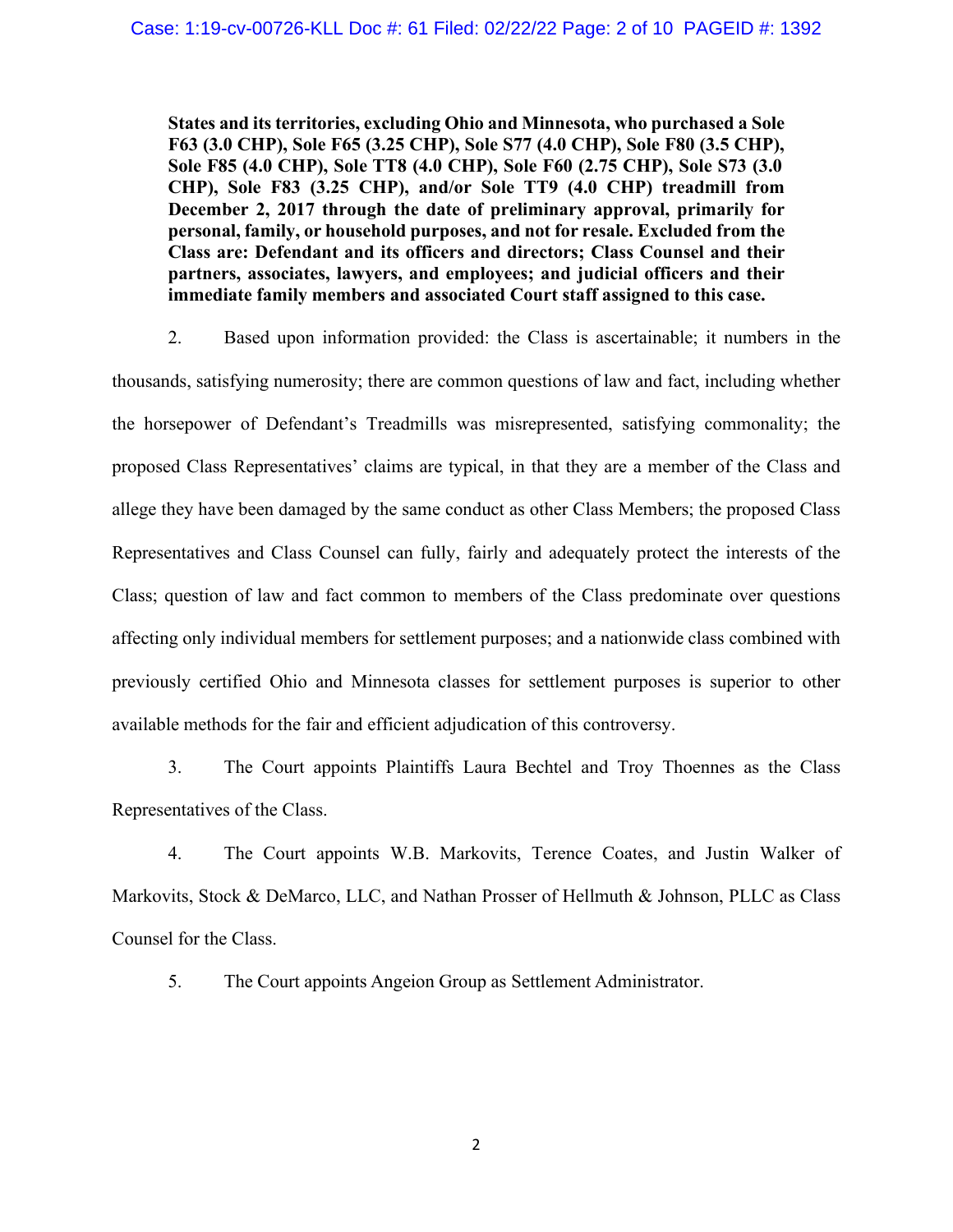**States and its territories, excluding Ohio and Minnesota, who purchased a Sole F63 (3.0 CHP), Sole F65 (3.25 CHP), Sole S77 (4.0 CHP), Sole F80 (3.5 CHP), Sole F85 (4.0 CHP), Sole TT8 (4.0 CHP), Sole F60 (2.75 CHP), Sole S73 (3.0 CHP), Sole F83 (3.25 CHP), and/or Sole TT9 (4.0 CHP) treadmill from December 2, 2017 through the date of preliminary approval, primarily for personal, family, or household purposes, and not for resale. Excluded from the Class are: Defendant and its officers and directors; Class Counsel and their partners, associates, lawyers, and employees; and judicial officers and their immediate family members and associated Court staff assigned to this case.**

2. Based upon information provided: the Class is ascertainable; it numbers in the thousands, satisfying numerosity; there are common questions of law and fact, including whether the horsepower of Defendant's Treadmills was misrepresented, satisfying commonality; the proposed Class Representatives' claims are typical, in that they are a member of the Class and allege they have been damaged by the same conduct as other Class Members; the proposed Class Representatives and Class Counsel can fully, fairly and adequately protect the interests of the Class; question of law and fact common to members of the Class predominate over questions affecting only individual members for settlement purposes; and a nationwide class combined with previously certified Ohio and Minnesota classes for settlement purposes is superior to other available methods for the fair and efficient adjudication of this controversy.

3. The Court appoints Plaintiffs Laura Bechtel and Troy Thoennes as the Class Representatives of the Class.

4. The Court appoints W.B. Markovits, Terence Coates, and Justin Walker of Markovits, Stock & DeMarco, LLC, and Nathan Prosser of Hellmuth & Johnson, PLLC as Class Counsel for the Class.

5. The Court appoints Angeion Group as Settlement Administrator.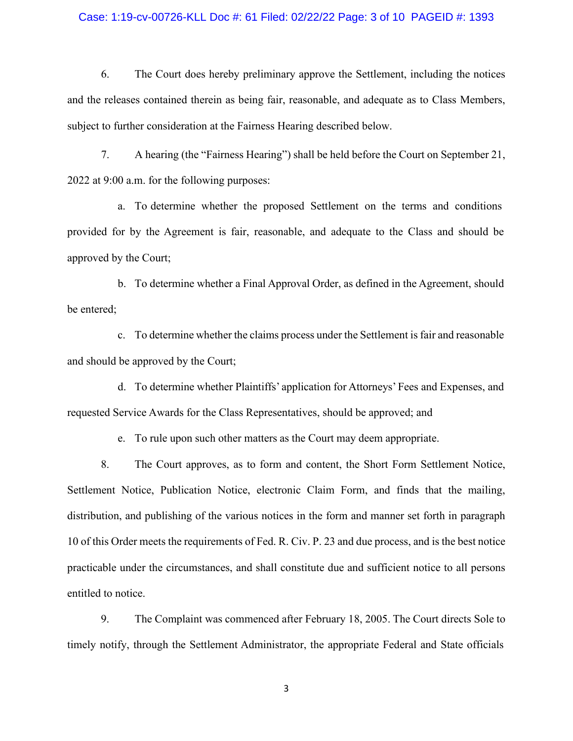6. The Court does hereby preliminary approve the Settlement, including the notices and the releases contained therein as being fair, reasonable, and adequate as to Class Members, subject to further consideration at the Fairness Hearing described below.

7. A hearing (the "Fairness Hearing") shall be held before the Court on September 21, 2022 at 9:00 a.m. for the following purposes:

a. To determine whether the proposed Settlement on the terms and conditions provided for by the Agreement is fair, reasonable, and adequate to the Class and should be approved by the Court;

b. To determine whether a Final Approval Order, as defined in the Agreement, should be entered;

c. To determine whether the claims process under the Settlement is fair and reasonable and should be approved by the Court;

d. To determine whether Plaintiffs' application for Attorneys' Fees and Expenses, and requested Service Awards for the Class Representatives, should be approved; and

e. To rule upon such other matters as the Court may deem appropriate.

8. The Court approves, as to form and content, the Short Form Settlement Notice, Settlement Notice, Publication Notice, electronic Claim Form, and finds that the mailing, distribution, and publishing of the various notices in the form and manner set forth in paragraph 10 of this Order meets the requirements of Fed. R. Civ. P. 23 and due process, and is the best notice practicable under the circumstances, and shall constitute due and sufficient notice to all persons entitled to notice.

9. The Complaint was commenced after February 18, 2005. The Court directs Sole to timely notify, through the Settlement Administrator, the appropriate Federal and State officials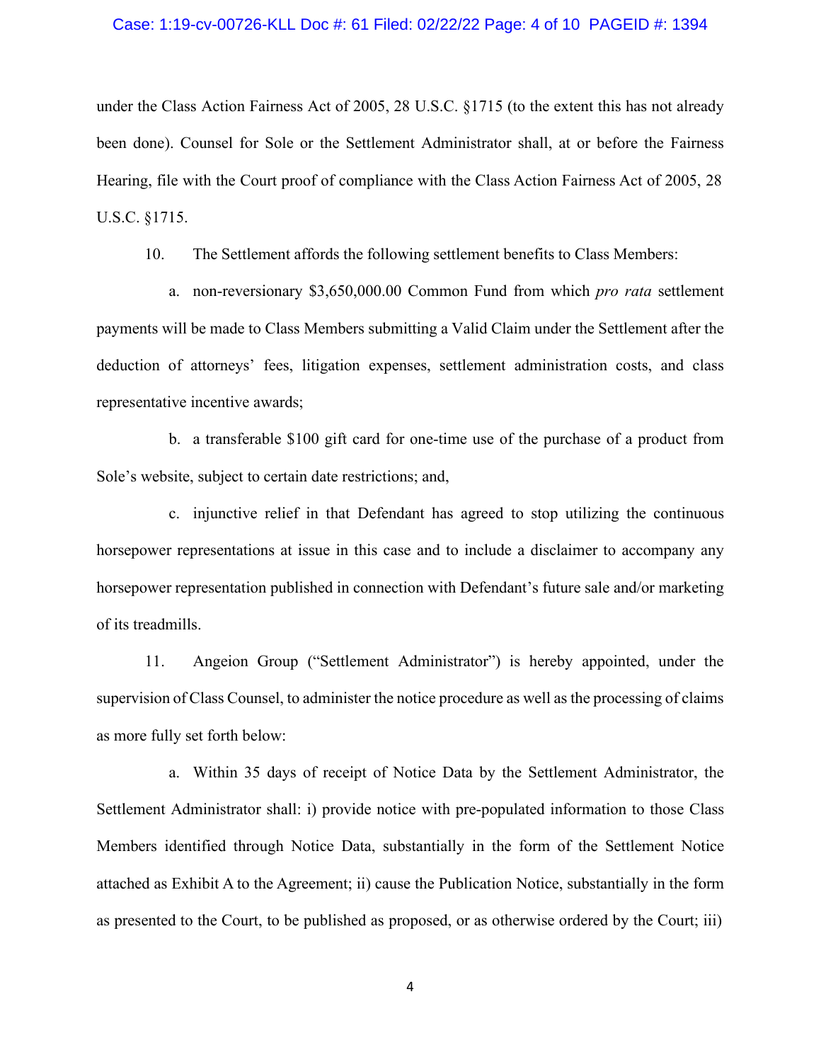under the Class Action Fairness Act of 2005, 28 U.S.C. §1715 (to the extent this has not already been done). Counsel for Sole or the Settlement Administrator shall, at or before the Fairness Hearing, file with the Court proof of compliance with the Class Action Fairness Act of 2005, 28 U.S.C. §1715.

10. The Settlement affords the following settlement benefits to Class Members:

a. non-reversionary $3,650,000.00 Common Fund from which *pro rata* settlement payments will be made to Class Members submitting a Valid Claim under the Settlement after the deduction of attorneys' fees, litigation expenses, settlement administration costs, and class representative incentive awards;

b. a transferable $100 gift card for one-time use of the purchase of a product from Sole's website, subject to certain date restrictions; and,

c. injunctive relief in that Defendant has agreed to stop utilizing the continuous horsepower representations at issue in this case and to include a disclaimer to accompany any horsepower representation published in connection with Defendant's future sale and/or marketing of its treadmills.

11. Angeion Group ("Settlement Administrator") is hereby appointed, under the supervision of Class Counsel, to administer the notice procedure as well as the processing of claims as more fully set forth below:

a. Within 35 days of receipt of Notice Data by the Settlement Administrator, the Settlement Administrator shall: i) provide notice with pre-populated information to those Class Members identified through Notice Data, substantially in the form of the Settlement Notice attached as Exhibit A to the Agreement; ii) cause the Publication Notice, substantially in the form as presented to the Court, to be published as proposed, or as otherwise ordered by the Court; iii)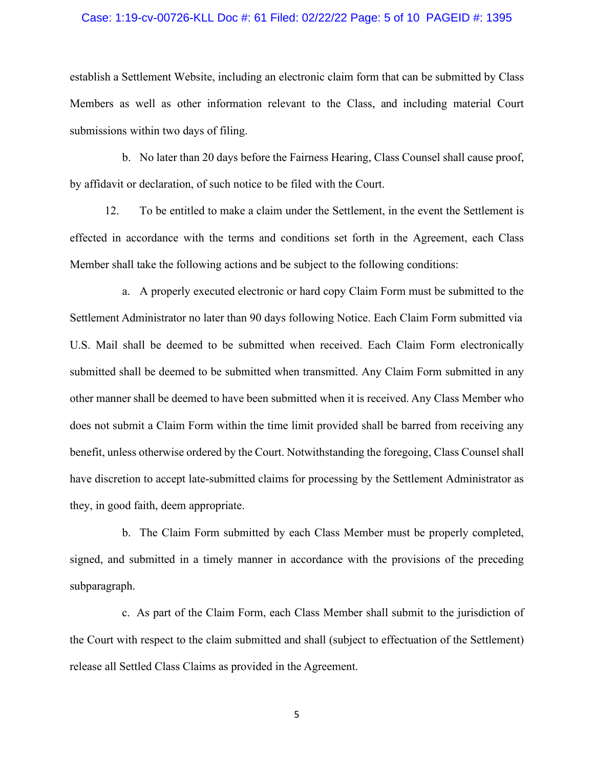establish a Settlement Website, including an electronic claim form that can be submitted by Class Members as well as other information relevant to the Class, and including material Court submissions within two days of filing.

b. No later than 20 days before the Fairness Hearing, Class Counsel shall cause proof, by affidavit or declaration, of such notice to be filed with the Court.

12. To be entitled to make a claim under the Settlement, in the event the Settlement is effected in accordance with the terms and conditions set forth in the Agreement, each Class Member shall take the following actions and be subject to the following conditions:

a. A properly executed electronic or hard copy Claim Form must be submitted to the Settlement Administrator no later than 90 days following Notice. Each Claim Form submitted via U.S. Mail shall be deemed to be submitted when received. Each Claim Form electronically submitted shall be deemed to be submitted when transmitted. Any Claim Form submitted in any other manner shall be deemed to have been submitted when it is received. Any Class Member who does not submit a Claim Form within the time limit provided shall be barred from receiving any benefit, unless otherwise ordered by the Court. Notwithstanding the foregoing, Class Counsel shall have discretion to accept late-submitted claims for processing by the Settlement Administrator as they, in good faith, deem appropriate.

b. The Claim Form submitted by each Class Member must be properly completed, signed, and submitted in a timely manner in accordance with the provisions of the preceding subparagraph.

c. As part of the Claim Form, each Class Member shall submit to the jurisdiction of the Court with respect to the claim submitted and shall (subject to effectuation of the Settlement) release all Settled Class Claims as provided in the Agreement.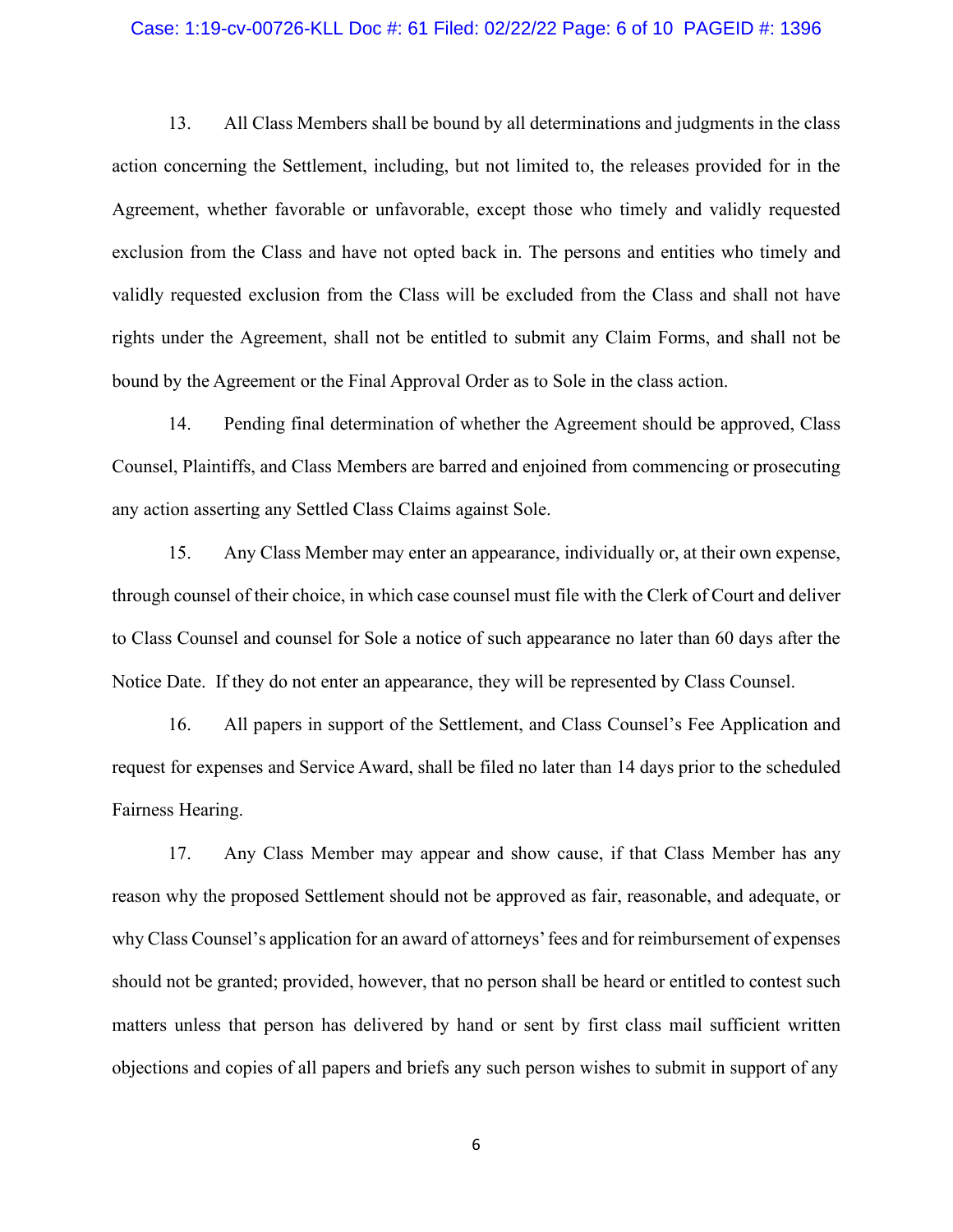13. All Class Members shall be bound by all determinations and judgments in the class action concerning the Settlement, including, but not limited to, the releases provided for in the Agreement, whether favorable or unfavorable, except those who timely and validly requested exclusion from the Class and have not opted back in. The persons and entities who timely and validly requested exclusion from the Class will be excluded from the Class and shall not have rights under the Agreement, shall not be entitled to submit any Claim Forms, and shall not be bound by the Agreement or the Final Approval Order as to Sole in the class action.

14. Pending final determination of whether the Agreement should be approved, Class Counsel, Plaintiffs, and Class Members are barred and enjoined from commencing or prosecuting any action asserting any Settled Class Claims against Sole.

15. Any Class Member may enter an appearance, individually or, at their own expense, through counsel of their choice, in which case counsel must file with the Clerk of Court and deliver to Class Counsel and counsel for Sole a notice of such appearance no later than 60 days after the Notice Date. If they do not enter an appearance, they will be represented by Class Counsel.

16. All papers in support of the Settlement, and Class Counsel's Fee Application and request for expenses and Service Award, shall be filed no later than 14 days prior to the scheduled Fairness Hearing.

17. Any Class Member may appear and show cause, if that Class Member has any reason why the proposed Settlement should not be approved as fair, reasonable, and adequate, or why Class Counsel's application for an award of attorneys' fees and for reimbursement of expenses should not be granted; provided, however, that no person shall be heard or entitled to contest such matters unless that person has delivered by hand or sent by first class mail sufficient written objections and copies of all papers and briefs any such person wishes to submit in support of any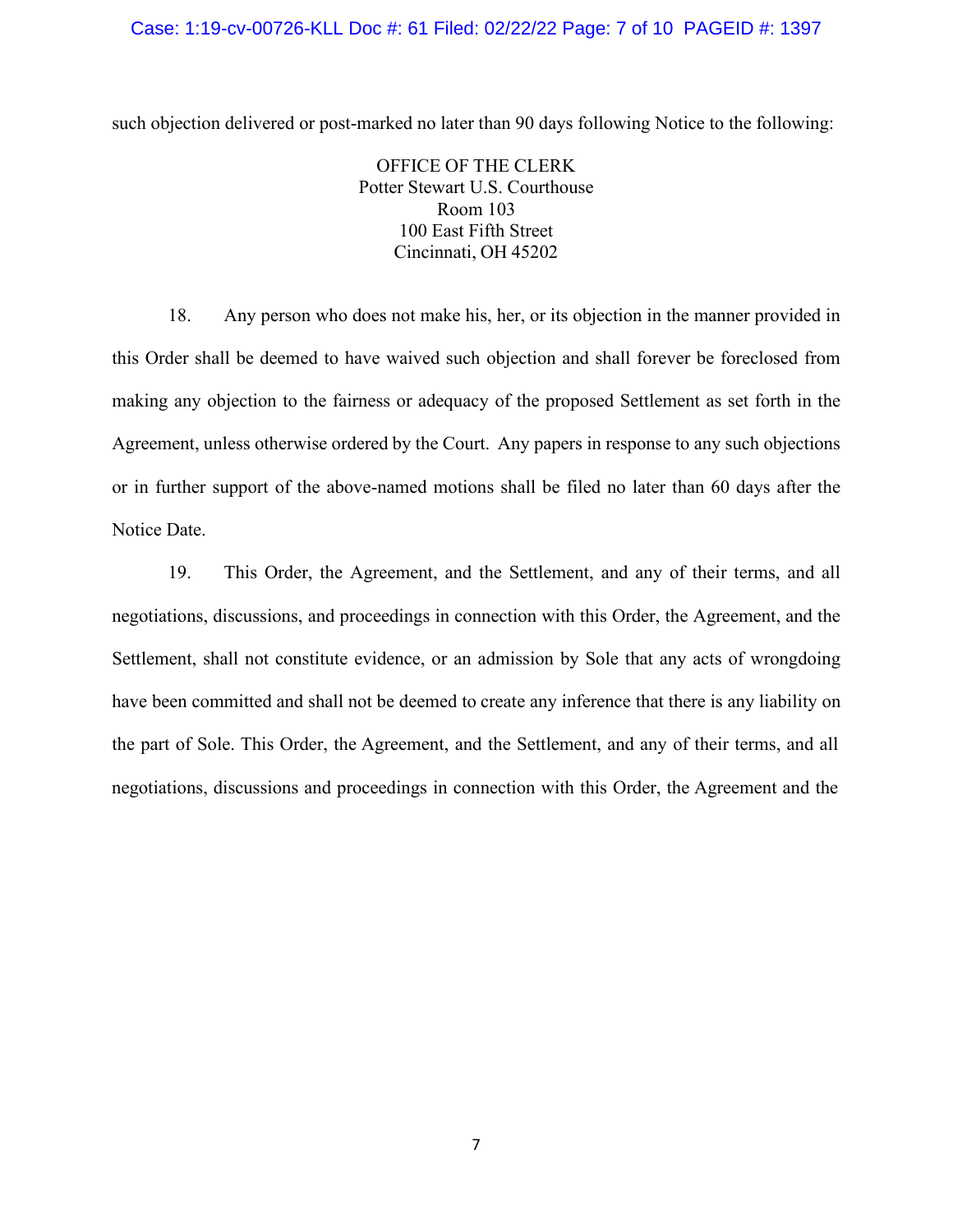such objection delivered or post-marked no later than 90 days following Notice to the following:

OFFICE OF THE CLERK  
Potter Stewart U.S. Courthouse  
Room 103  
100 East Fifth Street  
Cincinnati, OH 45202

18. Any person who does not make his, her, or its objection in the manner provided in this Order shall be deemed to have waived such objection and shall forever be foreclosed from making any objection to the fairness or adequacy of the proposed Settlement as set forth in the Agreement, unless otherwise ordered by the Court. Any papers in response to any such objections or in further support of the above-named motions shall be filed no later than 60 days after the Notice Date.

19. This Order, the Agreement, and the Settlement, and any of their terms, and all negotiations, discussions, and proceedings in connection with this Order, the Agreement, and the Settlement, shall not constitute evidence, or an admission by Sole that any acts of wrongdoing have been committed and shall not be deemed to create any inference that there is any liability on the part of Sole. This Order, the Agreement, and the Settlement, and any of their terms, and all negotiations, discussions and proceedings in connection with this Order, the Agreement and the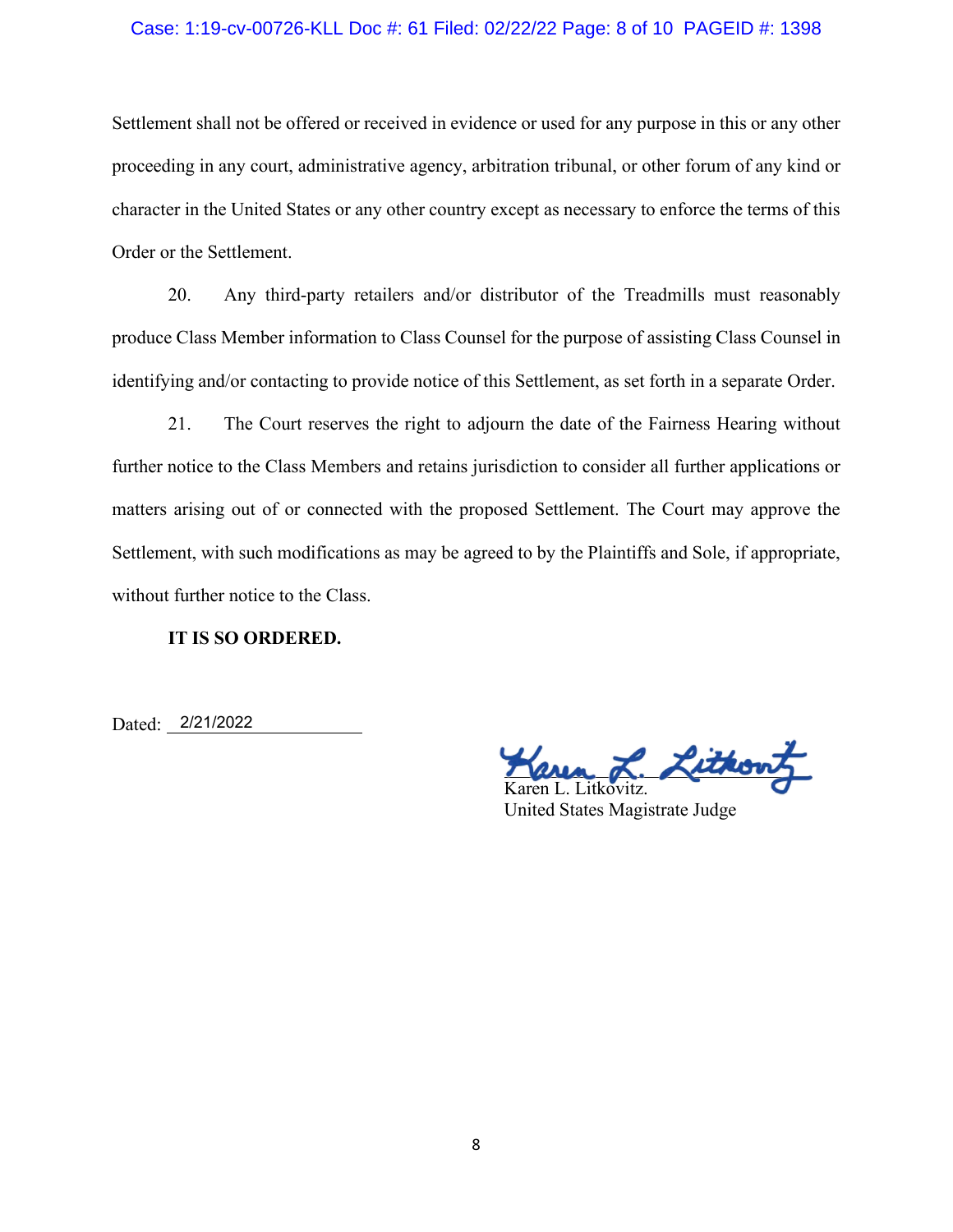Settlement shall not be offered or received in evidence or used for any purpose in this or any other proceeding in any court, administrative agency, arbitration tribunal, or other forum of any kind or character in the United States or any other country except as necessary to enforce the terms of this Order or the Settlement.

20. Any third-party retailers and/or distributor of the Treadmills must reasonably produce Class Member information to Class Counsel for the purpose of assisting Class Counsel in identifying and/or contacting to provide notice of this Settlement, as set forth in a separate Order.

21. The Court reserves the right to adjourn the date of the Fairness Hearing without further notice to the Class Members and retains jurisdiction to consider all further applications or matters arising out of or connected with the proposed Settlement. The Court may approve the Settlement, with such modifications as may be agreed to by the Plaintiffs and Sole, if appropriate, without further notice to the Class.

**IT IS SO ORDERED.**

Dated: 2/21/2022

Karen L. Litkovitz.
United States Magistrate Judge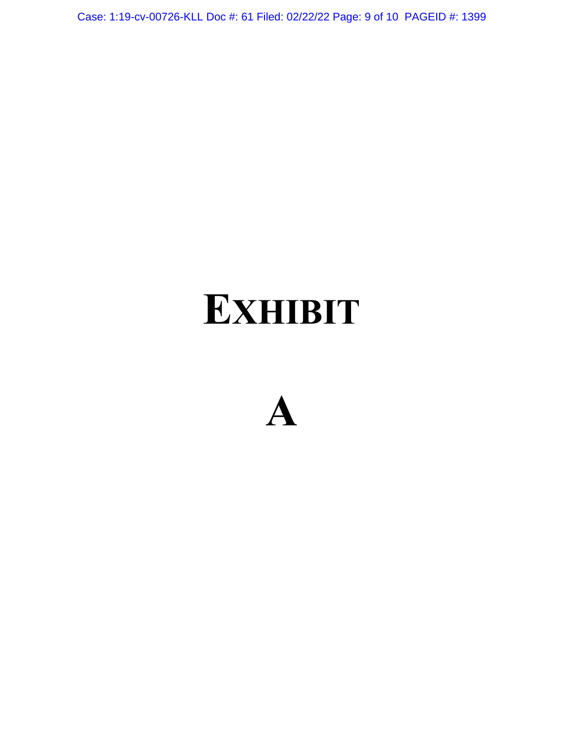# EXHIBIT

# A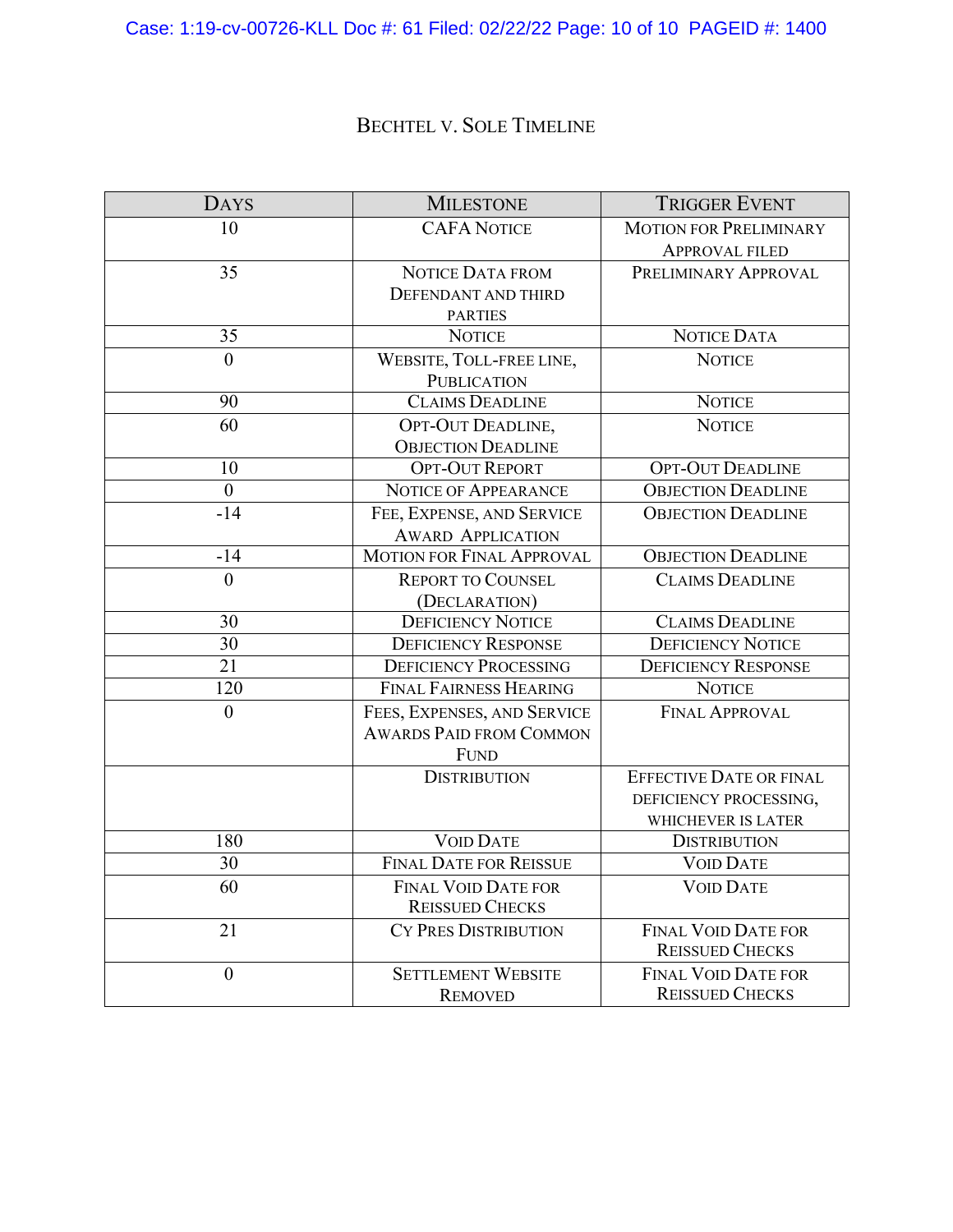# Bechtel v. Sole Timeline

| Days | Milestone | Trigger Event |
|---|---|---|
| 10 | CAFA Notice | Motion for Preliminary Approval filed |
| 35 | Notice Data from Defendant and third parties | Preliminary Approval |
| 35 | Notice | Notice Data |
| 0 | Website, Toll-free line, Publication | Notice |
| 90 | Claims Deadline | Notice |
| 60 | Opt-Out Deadline, Objection Deadline | Notice |
| 10 | Opt-Out Report | Opt-Out Deadline |
| 0 | Notice of Appearance | Objection Deadline |
| -14 | Fee, Expense, and Service Award Application | Objection Deadline |
| -14 | Motion for Final Approval | Objection Deadline |
| 0 | Report to Counsel (Declaration) | Claims Deadline |
| 30 | Deficiency Notice | Claims Deadline |
| 30 | Deficiency Response | Deficiency Notice |
| 21 | Deficiency Processing | Deficiency Response |
| 120 | Final Fairness Hearing | Notice |
| 0 | Fees, Expenses, and Service Awards Paid from Common Fund | Final Approval |
| | Distribution | Effective Date or final deficiency processing, whichever is later |
| 180 | Void Date | Distribution |
| 30 | Final Date for Reissue | Void Date |
| 60 | Final Void Date for Reissued Checks | Void Date |
| 21 | Cy Pres Distribution | Final Void Date for Reissued Checks |
| 0 | Settlement Website Removed | Final Void Date for Reissued Checks |